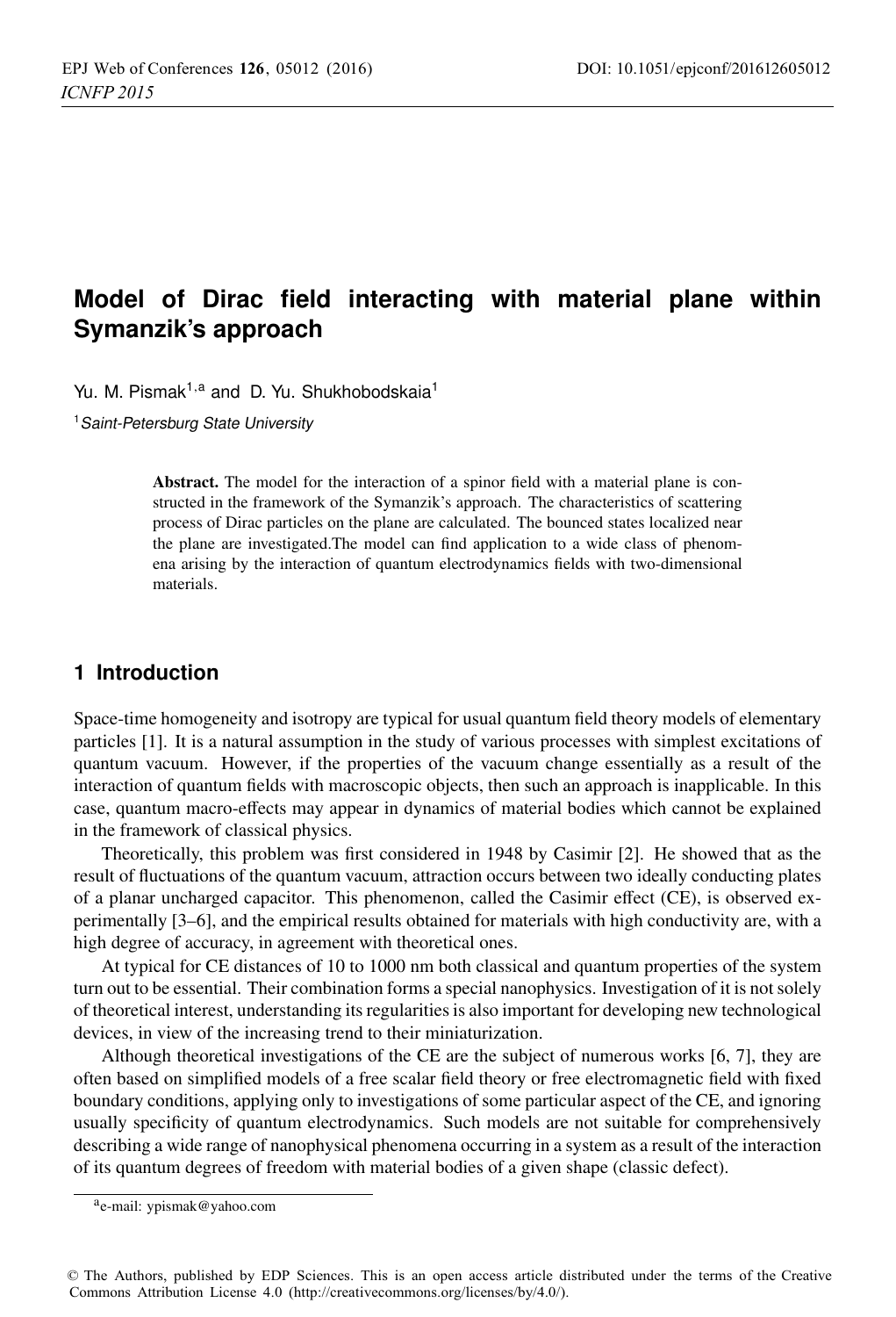# Model of Dirac field interacting with material plane within Symanzik's approach

Yu. M. Pismak[1,a] and D. Yu. Shukhobodskaia[1]

[1] *Saint-Petersburg State University*

**Abstract.** The model for the interaction of a spinor field with a material plane is constructed in the framework of the Symanzik's approach. The characteristics of scattering process of Dirac particles on the plane are calculated. The bounced states localized near the plane are investigated.The model can find application to a wide class of phenomena arising by the interaction of quantum electrodynamics fields with two-dimensional materials.

## 1 Introduction

Space-time homogeneity and isotropy are typical for usual quantum field theory models of elementary particles [1]. It is a natural assumption in the study of various processes with simplest excitations of quantum vacuum. However, if the properties of the vacuum change essentially as a result of the interaction of quantum fields with macroscopic objects, then such an approach is inapplicable. In this case, quantum macro-effects may appear in dynamics of material bodies which cannot be explained in the framework of classical physics.

Theoretically, this problem was first considered in 1948 by Casimir [2]. He showed that as the result of fluctuations of the quantum vacuum, attraction occurs between two ideally conducting plates of a planar uncharged capacitor. This phenomenon, called the Casimir effect (CE), is observed experimentally [3–6], and the empirical results obtained for materials with high conductivity are, with a high degree of accuracy, in agreement with theoretical ones.

At typical for CE distances of 10 to 1000 nm both classical and quantum properties of the system turn out to be essential. Their combination forms a special nanophysics. Investigation of it is not solely of theoretical interest, understanding its regularities is also important for developing new technological devices, in view of the increasing trend to their miniaturization.

Although theoretical investigations of the CE are the subject of numerous works [6, 7], they are often based on simplified models of a free scalar field theory or free electromagnetic field with fixed boundary conditions, applying only to investigations of some particular aspect of the CE, and ignoring usually specificity of quantum electrodynamics. Such models are not suitable for comprehensively describing a wide range of nanophysical phenomena occurring in a system as a result of the interaction of its quantum degrees of freedom with material bodies of a given shape (classic defect).

[a] e-mail: ypismak@yahoo.com

© The Authors, published by EDP Sciences. This is an open access article distributed under the terms of the Creative Commons Attribution License 4.0 (http://creativecommons.org/licenses/by/4.0/).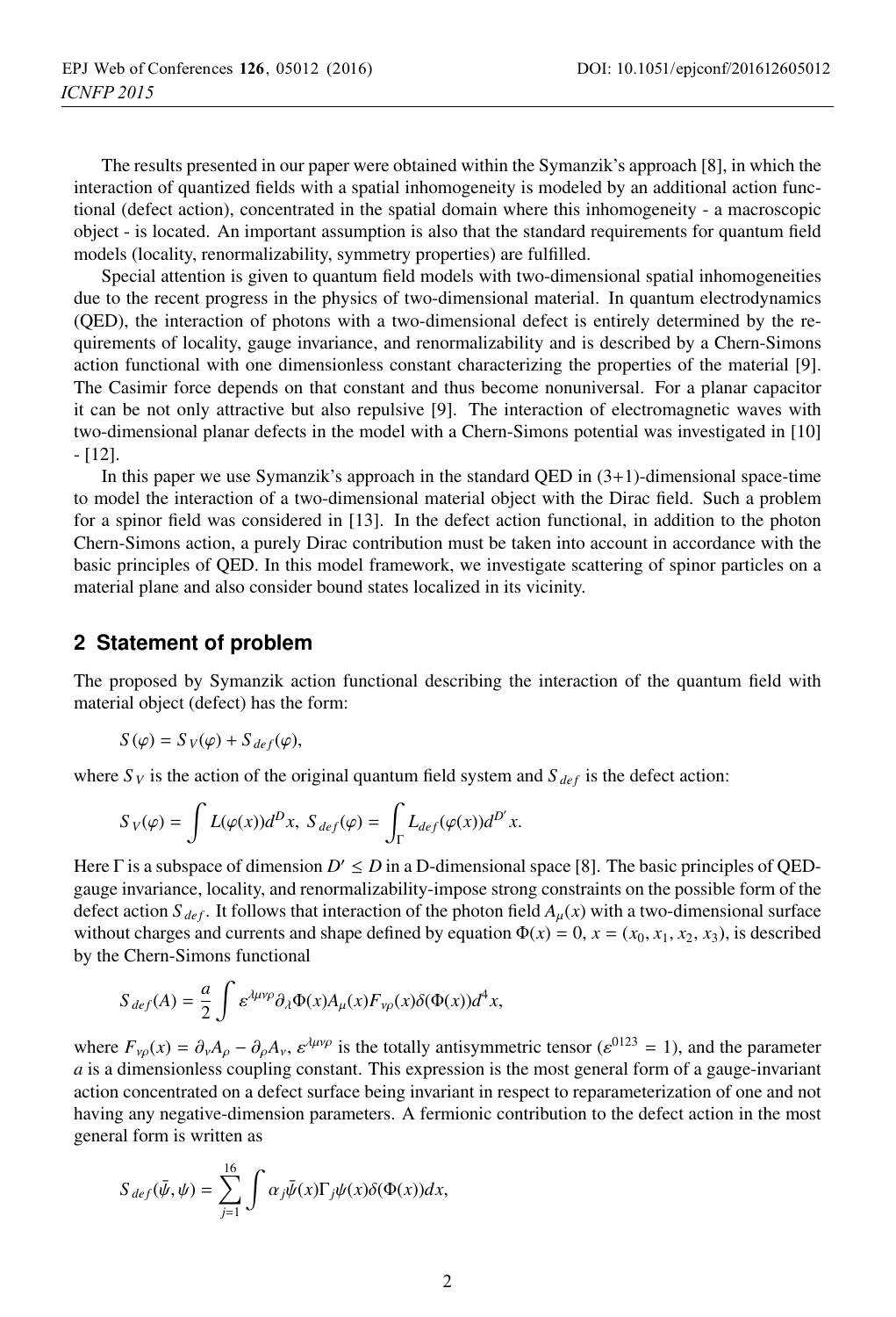The results presented in our paper were obtained within the Symanzik's approach [8], in which the interaction of quantized fields with a spatial inhomogeneity is modeled by an additional action functional (defect action), concentrated in the spatial domain where this inhomogeneity - a macroscopic object - is located. An important assumption is also that the standard requirements for quantum field models (locality, renormalizability, symmetry properties) are fulfilled.

Special attention is given to quantum field models with two-dimensional spatial inhomogeneities due to the recent progress in the physics of two-dimensional material. In quantum electrodynamics (QED), the interaction of photons with a two-dimensional defect is entirely determined by the requirements of locality, gauge invariance, and renormalizability and is described by a Chern-Simons action functional with one dimensionless constant characterizing the properties of the material [9]. The Casimir force depends on that constant and thus become nonuniversal. For a planar capacitor it can be not only attractive but also repulsive [9]. The interaction of electromagnetic waves with two-dimensional planar defects in the model with a Chern-Simons potential was investigated in [10] - [12].

In this paper we use Symanzik's approach in the standard QED in (3+1)-dimensional space-time to model the interaction of a two-dimensional material object with the Dirac field. Such a problem for a spinor field was considered in [13]. In the defect action functional, in addition to the photon Chern-Simons action, a purely Dirac contribution must be taken into account in accordance with the basic principles of QED. In this model framework, we investigate scattering of spinor particles on a material plane and also consider bound states localized in its vicinity.

## 2 Statement of problem

The proposed by Symanzik action functional describing the interaction of the quantum field with material object (defect) has the form:

$$S(\varphi) = S_V(\varphi) + S_{def}(\varphi),$$

where $S_V$ is the action of the original quantum field system and $S_{def}$ is the defect action:

$$S_V(\varphi) = \int L(\varphi(x))d^D x, \; S_{def}(\varphi) = \int_\Gamma L_{def}(\varphi(x))d^{D'} x.$$

Here $\Gamma$ is a subspace of dimension $D' \leq D$ in a D-dimensional space [8]. The basic principles of QED-gauge invariance, locality, and renormalizability-impose strong constraints on the possible form of the defect action $S_{def}$. It follows that interaction of the photon field $A_\mu(x)$ with a two-dimensional surface without charges and currents and shape defined by equation $\Phi(x) = 0$, $x = (x_0, x_1, x_2, x_3)$, is described by the Chern-Simons functional

$$S_{def}(A) = \frac{a}{2} \int \varepsilon^{\lambda\mu\nu\rho} \partial_\lambda \Phi(x) A_\mu(x) F_{\nu\rho}(x) \delta(\Phi(x)) d^4 x,$$

where $F_{\nu\rho}(x) = \partial_\nu A_\rho - \partial_\rho A_\nu$, $\varepsilon^{\lambda\mu\nu\rho}$ is the totally antisymmetric tensor ($\varepsilon^{0123} = 1$), and the parameter $a$ is a dimensionless coupling constant. This expression is the most general form of a gauge-invariant action concentrated on a defect surface being invariant in respect to reparameterization of one and not having any negative-dimension parameters. A fermionic contribution to the defect action in the most general form is written as

$$S_{def}(\bar{\psi}, \psi) = \sum_{j=1}^{16} \int \alpha_j \bar{\psi}(x) \Gamma_j \psi(x) \delta(\Phi(x)) dx,$$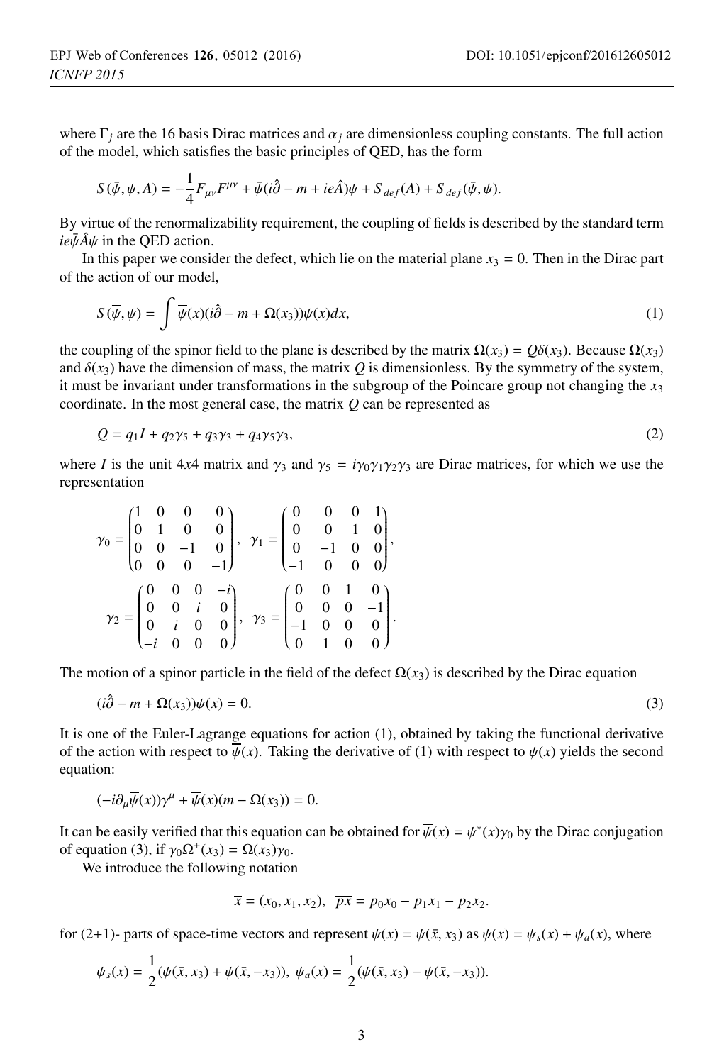where $\Gamma_j$ are the 16 basis Dirac matrices and $\alpha_j$ are dimensionless coupling constants. The full action of the model, which satisfies the basic principles of QED, has the form

$$S(\bar{\psi}, \psi, A) = -\frac{1}{4}F_{\mu\nu}F^{\mu\nu} + \bar{\psi}(i\hat{\partial} - m + ie\hat{A})\psi + S_{def}(A) + S_{def}(\bar{\psi}, \psi).$$

By virtue of the renormalizability requirement, the coupling of fields is described by the standard term $ie\bar{\psi}\hat{A}\psi$ in the QED action.

In this paper we consider the defect, which lie on the material plane $x_3 = 0$. Then in the Dirac part of the action of our model,

$$S(\overline{\psi}, \psi) = \int \overline{\psi}(x)(i\hat{\partial} - m + \Omega(x_3))\psi(x)dx, \tag{1}$$

the coupling of the spinor field to the plane is described by the matrix $\Omega(x_3) = Q\delta(x_3)$. Because $\Omega(x_3)$ and $\delta(x_3)$ have the dimension of mass, the matrix $Q$ is dimensionless. By the symmetry of the system, it must be invariant under transformations in the subgroup of the Poincare group not changing the $x_3$ coordinate. In the most general case, the matrix $Q$ can be represented as

$$Q = q_1 I + q_2\gamma_5 + q_3\gamma_3 + q_4\gamma_5\gamma_3, \tag{2}$$

where $I$ is the unit $4x4$ matrix and $\gamma_3$ and $\gamma_5 = i\gamma_0\gamma_1\gamma_2\gamma_3$ are Dirac matrices, for which we use the representation

$$\gamma_0 = \begin{pmatrix} 1 & 0 & 0 & 0 \\ 0 & 1 & 0 & 0 \\ 0 & 0 & -1 & 0 \\ 0 & 0 & 0 & -1 \end{pmatrix}, \quad \gamma_1 = \begin{pmatrix} 0 & 0 & 0 & 1 \\ 0 & 0 & 1 & 0 \\ 0 & -1 & 0 & 0 \\ -1 & 0 & 0 & 0 \end{pmatrix},$$

$$\gamma_2 = \begin{pmatrix} 0 & 0 & 0 & -i \\ 0 & 0 & i & 0 \\ 0 & i & 0 & 0 \\ -i & 0 & 0 & 0 \end{pmatrix}, \quad \gamma_3 = \begin{pmatrix} 0 & 0 & 1 & 0 \\ 0 & 0 & 0 & -1 \\ -1 & 0 & 0 & 0 \\ 0 & 1 & 0 & 0 \end{pmatrix}.$$

The motion of a spinor particle in the field of the defect $\Omega(x_3)$ is described by the Dirac equation

$$(i\hat{\partial} - m + \Omega(x_3))\psi(x) = 0. \tag{3}$$

It is one of the Euler-Lagrange equations for action (1), obtained by taking the functional derivative of the action with respect to $\overline{\psi}(x)$. Taking the derivative of (1) with respect to $\psi(x)$ yields the second equation:

$$(-i\partial_\mu\overline{\psi}(x))\gamma^\mu + \overline{\psi}(x)(m - \Omega(x_3)) = 0.$$

It can be easily verified that this equation can be obtained for $\overline{\psi}(x) = \psi^*(x)\gamma_0$ by the Dirac conjugation of equation (3), if $\gamma_0\Omega^+(x_3) = \Omega(x_3)\gamma_0$.

We introduce the following notation

$$\overline{x} = (x_0, x_1, x_2), \quad \overline{px} = p_0x_0 - p_1x_1 - p_2x_2.$$

for (2+1)- parts of space-time vectors and represent $\psi(x) = \psi(\bar{x}, x_3)$ as $\psi(x) = \psi_s(x) + \psi_a(x)$, where

$$\psi_s(x) = \frac{1}{2}(\psi(\bar{x}, x_3) + \psi(\bar{x}, -x_3)), \ \psi_a(x) = \frac{1}{2}(\psi(\bar{x}, x_3) - \psi(\bar{x}, -x_3)).$$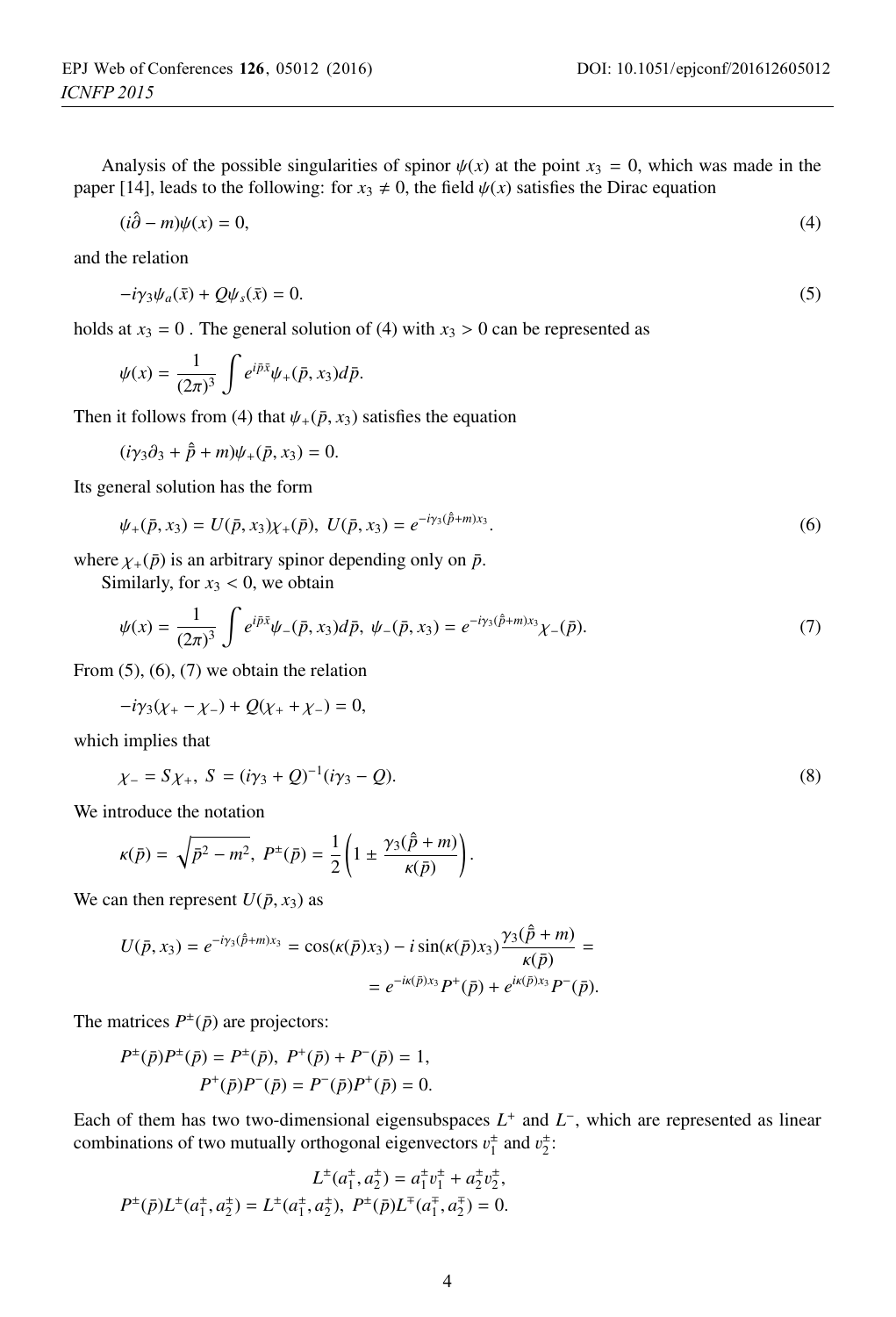Analysis of the possible singularities of spinor $\psi(x)$ at the point $x_3 = 0$, which was made in the paper [14], leads to the following: for $x_3 \neq 0$, the field $\psi(x)$ satisfies the Dirac equation

$$(i\hat{\partial} - m)\psi(x) = 0, \tag{4}$$

and the relation

$$-i\gamma_3\psi_a(\bar{x}) + Q\psi_s(\bar{x}) = 0. \tag{5}$$

holds at $x_3 = 0$ . The general solution of (4) with $x_3 > 0$ can be represented as

$$\psi(x) = \frac{1}{(2\pi)^3}\int e^{i\bar{p}\bar{x}}\psi_+(\bar{p}, x_3)d\bar{p}.$$

Then it follows from (4) that $\psi_+(\bar{p}, x_3)$ satisfies the equation

$$(i\gamma_3\partial_3 + \hat{\bar{p}} + m)\psi_+(\bar{p}, x_3) = 0.$$

Its general solution has the form

$$\psi_+(\bar{p}, x_3) = U(\bar{p}, x_3)\chi_+(\bar{p}),\ U(\bar{p}, x_3) = e^{-i\gamma_3(\hat{\bar{p}}+m)x_3}. \tag{6}$$

where $\chi_+(\bar{p})$ is an arbitrary spinor depending only on $\bar{p}$.

Similarly, for $x_3 < 0$, we obtain

$$\psi(x) = \frac{1}{(2\pi)^3}\int e^{i\bar{p}\bar{x}}\psi_-(\bar{p}, x_3)d\bar{p},\ \psi_-(\bar{p}, x_3) = e^{-i\gamma_3(\hat{\bar{p}}+m)x_3}\chi_-(\bar{p}). \tag{7}$$

From (5), (6), (7) we obtain the relation

$$-i\gamma_3(\chi_+ - \chi_-) + Q(\chi_+ + \chi_-) = 0,$$

which implies that

$$\chi_- = S\chi_+,\ S = (i\gamma_3 + Q)^{-1}(i\gamma_3 - Q). \tag{8}$$

We introduce the notation

$$\kappa(\bar{p}) = \sqrt{\bar{p}^2 - m^2},\ P^{\pm}(\bar{p}) = \frac{1}{2}\left(1 \pm \frac{\gamma_3(\hat{\bar{p}} + m)}{\kappa(\bar{p})}\right).$$

We can then represent $U(\bar{p}, x_3)$ as

$$U(\bar{p}, x_3) = e^{-i\gamma_3(\hat{\bar{p}}+m)x_3} = \cos(\kappa(\bar{p})x_3) - i\sin(\kappa(\bar{p})x_3)\frac{\gamma_3(\hat{\bar{p}} + m)}{\kappa(\bar{p})} = \\ = e^{-i\kappa(\bar{p})x_3}P^+(\bar{p}) + e^{i\kappa(\bar{p})x_3}P^-(\bar{p}).$$

The matrices $P^{\pm}(\bar{p})$ are projectors:

$$P^{\pm}(\bar{p})P^{\pm}(\bar{p}) = P^{\pm}(\bar{p}),\ P^+(\bar{p}) + P^-(\bar{p}) = 1, \\ P^+(\bar{p})P^-(\bar{p}) = P^-(\bar{p})P^+(\bar{p}) = 0.$$

Each of them has two two-dimensional eigensubspaces $L^+$ and $L^-$, which are represented as linear combinations of two mutually orthogonal eigenvectors $v_1^{\pm}$ and $v_2^{\pm}$:

$$L^{\pm}(a_1^{\pm}, a_2^{\pm}) = a_1^{\pm}v_1^{\pm} + a_2^{\pm}v_2^{\pm}, \\ P^{\pm}(\bar{p})L^{\pm}(a_1^{\pm}, a_2^{\pm}) = L^{\pm}(a_1^{\pm}, a_2^{\pm}),\ P^{\pm}(\bar{p})L^{\mp}(a_1^{\mp}, a_2^{\mp}) = 0.$$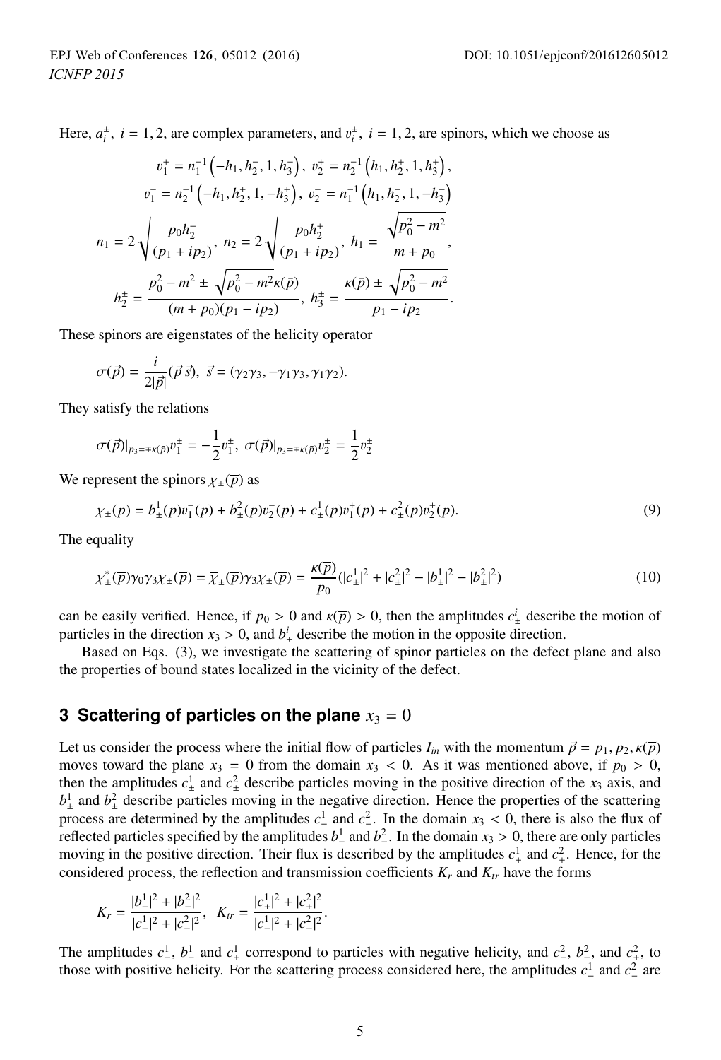Here, $a_i^\pm,\ i=1,2$, are complex parameters, and $v_i^\pm,\ i=1,2$, are spinors, which we choose as

$$
\begin{gathered}
v_1^+ = n_1^{-1}\left(-h_1, h_2^-, 1, h_3^-\right),\ v_2^+ = n_2^{-1}\left(h_1, h_2^+, 1, h_3^+\right),\\
v_1^- = n_2^{-1}\left(-h_1, h_2^+, 1, -h_3^+\right),\ v_2^- = n_1^{-1}\left(h_1, h_2^-, 1, -h_3^-\right)\\
n_1 = 2\sqrt{\frac{p_0 h_2^-}{(p_1+ip_2)}},\ n_2 = 2\sqrt{\frac{p_0 h_2^+}{(p_1+ip_2)}},\ h_1 = \frac{\sqrt{p_0^2-m^2}}{m+p_0},\\
h_2^\pm = \frac{p_0^2-m^2 \pm \sqrt{p_0^2-m^2}\,\kappa(\bar{p})}{(m+p_0)(p_1-ip_2)},\ h_3^\pm = \frac{\kappa(\bar{p}) \pm \sqrt{p_0^2-m^2}}{p_1-ip_2}.
\end{gathered}
$$

These spinors are eigenstates of the helicity operator

$$
\sigma(\vec{p}) = \frac{i}{2|\vec{p}|}(\vec{p}\,\vec{s}),\ \vec{s} = (\gamma_2\gamma_3, -\gamma_1\gamma_3, \gamma_1\gamma_2).
$$

They satisfy the relations

$$
\sigma(\vec{p})|_{p_3=\mp\kappa(\bar{p})} v_1^\pm = -\frac{1}{2}v_1^\pm,\ \sigma(\vec{p})|_{p_3=\mp\kappa(\bar{p})} v_2^\pm = \frac{1}{2}v_2^\pm
$$

We represent the spinors $\chi_\pm(\overline{p})$ as

$$
\chi_\pm(\overline{p}) = b_\pm^1(\overline{p})v_1^-(\overline{p}) + b_\pm^2(\overline{p})v_2^-(\overline{p}) + c_\pm^1(\overline{p})v_1^+(\overline{p}) + c_\pm^2(\overline{p})v_2^+(\overline{p}). \tag{9}
$$

The equality

$$
\chi_\pm^*(\overline{p})\gamma_0\gamma_3\chi_\pm(\overline{p}) = \overline{\chi}_\pm(\overline{p})\gamma_3\chi_\pm(\overline{p}) = \frac{\kappa(\overline{p})}{p_0}(|c_\pm^1|^2 + |c_\pm^2|^2 - |b_\pm^1|^2 - |b_\pm^2|^2) \tag{10}
$$

can be easily verified. Hence, if $p_0 > 0$ and $\kappa(\overline{p}) > 0$, then the amplitudes $c_\pm^i$ describe the motion of particles in the direction $x_3 > 0$, and $b_\pm^i$ describe the motion in the opposite direction.

Based on Eqs. (3), we investigate the scattering of spinor particles on the defect plane and also the properties of bound states localized in the vicinity of the defect.

## 3 Scattering of particles on the plane $x_3 = 0$

Let us consider the process where the initial flow of particles $I_{in}$ with the momentum $\vec{p} = p_1, p_2, \kappa(\overline{p})$ moves toward the plane $x_3 = 0$ from the domain $x_3 < 0$. As it was mentioned above, if $p_0 > 0$, then the amplitudes $c_\pm^1$ and $c_\pm^2$ describe particles moving in the positive direction of the $x_3$ axis, and $b_\pm^1$ and $b_\pm^2$ describe particles moving in the negative direction. Hence the properties of the scattering process are determined by the amplitudes $c_-^1$ and $c_-^2$. In the domain $x_3 < 0$, there is also the flux of reflected particles specified by the amplitudes $b_-^1$ and $b_-^2$. In the domain $x_3 > 0$, there are only particles moving in the positive direction. Their flux is described by the amplitudes $c_+^1$ and $c_+^2$. Hence, for the considered process, the reflection and transmission coefficients $K_r$ and $K_{tr}$ have the forms

$$
K_r = \frac{|b_-^1|^2 + |b_-^2|^2}{|c_-^1|^2 + |c_-^2|^2},\ \ K_{tr} = \frac{|c_+^1|^2 + |c_+^2|^2}{|c_-^1|^2 + |c_-^2|^2}.
$$

The amplitudes $c_-^1$, $b_-^1$ and $c_+^1$ correspond to particles with negative helicity, and $c_-^2$, $b_-^2$, and $c_+^2$, to those with positive helicity. For the scattering process considered here, the amplitudes $c_-^1$ and $c_-^2$ are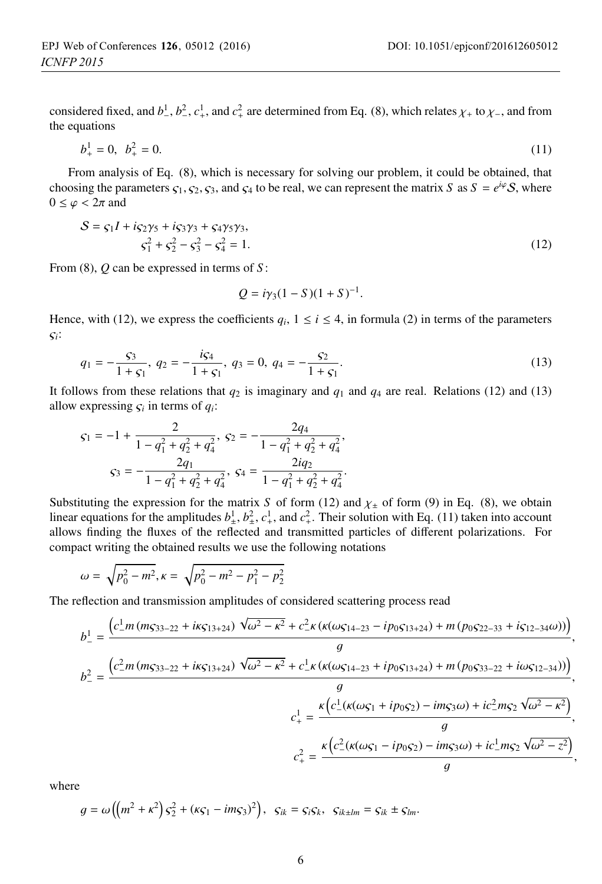considered fixed, and $b^1_-$, $b^2_-$, $c^1_+$, and $c^2_+$ are determined from Eq. (8), which relates $\chi_+$ to $\chi_-$, and from the equations

$$b^1_+ = 0, \;\; b^2_+ = 0. \tag{11}$$

From analysis of Eq. (8), which is necessary for solving our problem, it could be obtained, that choosing the parameters $\varsigma_1, \varsigma_2, \varsigma_3$, and $\varsigma_4$ to be real, we can represent the matrix $S$ as $S = e^{i\varphi}\mathcal{S}$, where $0 \le \varphi < 2\pi$ and

$$\begin{gathered}\mathcal{S} = \varsigma_1 I + i\varsigma_2\gamma_5 + i\varsigma_3\gamma_3 + \varsigma_4\gamma_5\gamma_3, \\ \varsigma_1^2 + \varsigma_2^2 - \varsigma_3^2 - \varsigma_4^2 = 1.\end{gathered} \tag{12}$$

From (8), $Q$ can be expressed in terms of $S$:

$$Q = i\gamma_3(1 - S)(1 + S)^{-1}.$$

Hence, with (12), we express the coefficients $q_i$, $1 \le i \le 4$, in formula (2) in terms of the parameters $\varsigma_i$:

$$q_1 = -\frac{\varsigma_3}{1+\varsigma_1}, \; q_2 = -\frac{i\varsigma_4}{1+\varsigma_1}, \; q_3 = 0, \; q_4 = -\frac{\varsigma_2}{1+\varsigma_1}. \tag{13}$$

It follows from these relations that $q_2$ is imaginary and $q_1$ and $q_4$ are real. Relations (12) and (13) allow expressing $\varsigma_i$ in terms of $q_i$:

$$\begin{gathered}\varsigma_1 = -1 + \frac{2}{1 - q_1^2 + q_2^2 + q_4^2}, \; \varsigma_2 = -\frac{2q_4}{1 - q_1^2 + q_2^2 + q_4^2}, \\ \varsigma_3 = -\frac{2q_1}{1 - q_1^2 + q_2^2 + q_4^2}, \; \varsigma_4 = \frac{2iq_2}{1 - q_1^2 + q_2^2 + q_4^2}.\end{gathered}$$

Substituting the expression for the matrix $S$ of form (12) and $\chi_\pm$ of form (9) in Eq. (8), we obtain linear equations for the amplitudes $b^1_\pm$, $b^2_\pm$, $c^1_+$, and $c^2_+$. Their solution with Eq. (11) taken into account allows finding the fluxes of the reflected and transmitted particles of different polarizations. For compact writing the obtained results we use the following notations

$$\omega = \sqrt{p_0^2 - m^2}, \kappa = \sqrt{p_0^2 - m^2 - p_1^2 - p_2^2}$$

The reflection and transmission amplitudes of considered scattering process read

$$b^1_- = \frac{\left(c^1_- m\left(m\varsigma_{33-22} + i\kappa\varsigma_{13+24}\right)\sqrt{\omega^2-\kappa^2} + c^2_-\kappa\left(\kappa(\omega\varsigma_{14-23} - ip_0\varsigma_{13+24}) + m\left(p_0\varsigma_{22-33} + i\varsigma_{12-34}\omega\right)\right)\right)}{g},$$

$$b^2_- = \frac{\left(c^2_- m\left(m\varsigma_{33-22} + i\kappa\varsigma_{13+24}\right)\sqrt{\omega^2-\kappa^2} + c^1_-\kappa\left(\kappa(\omega\varsigma_{14-23} + ip_0\varsigma_{13+24}) + m\left(p_0\varsigma_{33-22} + i\omega\varsigma_{12-34}\right)\right)\right)}{g},$$

$$c^1_+ = \frac{\kappa\left(c^1_-(\kappa(\omega\varsigma_1 + ip_0\varsigma_2) - im\varsigma_3\omega) + ic^2_- m\varsigma_2\sqrt{\omega^2-\kappa^2}\right)}{g},$$

$$c^2_+ = \frac{\kappa\left(c^2_-(\kappa(\omega\varsigma_1 - ip_0\varsigma_2) - im\varsigma_3\omega) + ic^1_- m\varsigma_2\sqrt{\omega^2-z^2}\right)}{g},$$

where

$$g = \omega\left(\left(m^2+\kappa^2\right)\varsigma_2^2 + (\kappa\varsigma_1 - im\varsigma_3)^2\right), \;\; \varsigma_{ik} = \varsigma_i\varsigma_k, \;\; \varsigma_{ik\pm lm} = \varsigma_{ik} \pm \varsigma_{lm}.$$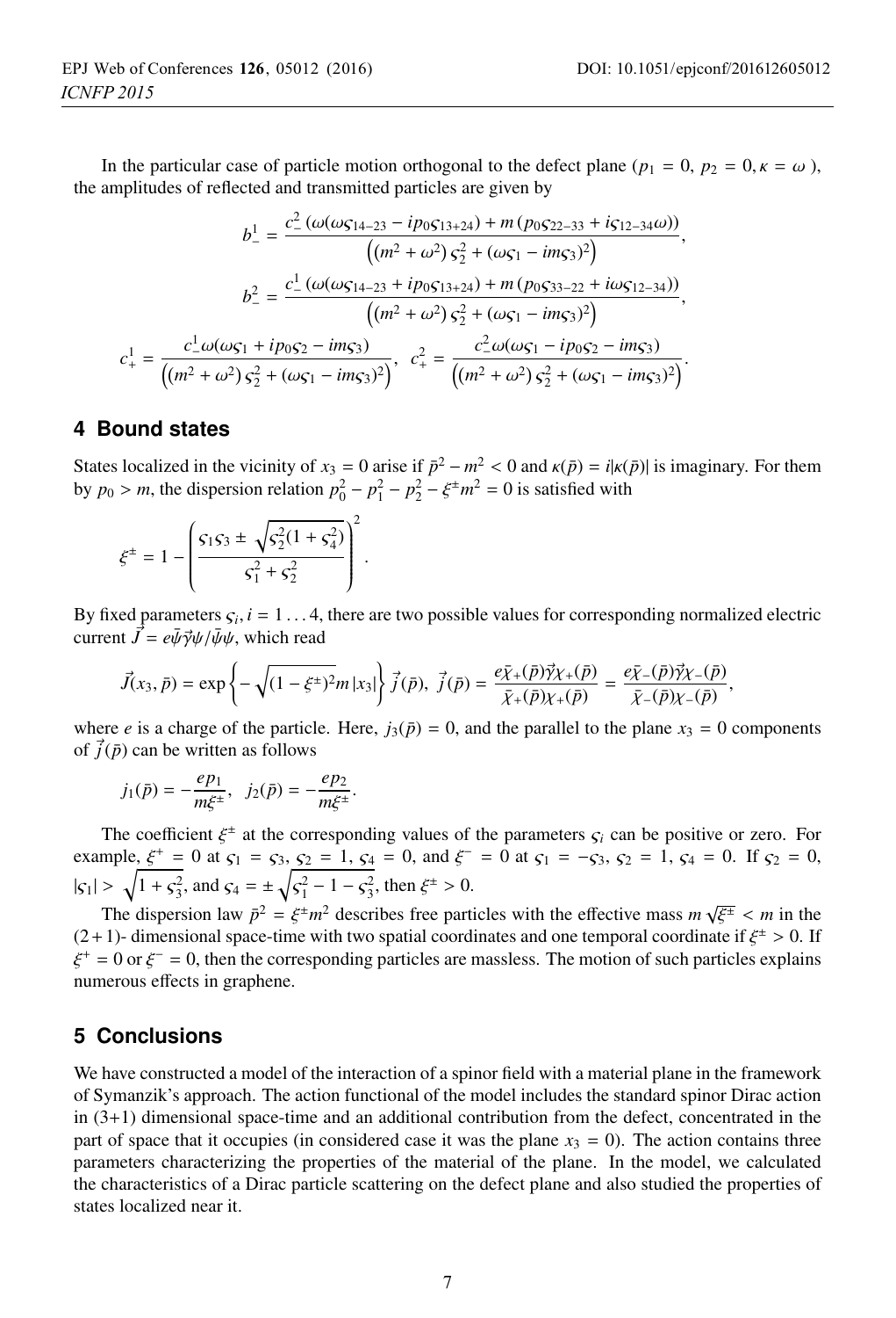In the particular case of particle motion orthogonal to the defect plane ($p_1 = 0$, $p_2 = 0, \kappa = \omega$ ), the amplitudes of reflected and transmitted particles are given by

$$b_-^1 = \frac{c_-^2 \left(\omega(\omega\varsigma_{14-23} - ip_0\varsigma_{13+24}) + m\left(p_0\varsigma_{22-33} + i\varsigma_{12-34}\omega\right)\right)}{\left((m^2+\omega^2)\,\varsigma_2^2 + (\omega\varsigma_1 - im\varsigma_3)^2\right)},$$

$$b_-^2 = \frac{c_-^1 \left(\omega(\omega\varsigma_{14-23} + ip_0\varsigma_{13+24}) + m\left(p_0\varsigma_{33-22} + i\omega\varsigma_{12-34}\right)\right)}{\left((m^2+\omega^2)\,\varsigma_2^2 + (\omega\varsigma_1 - im\varsigma_3)^2\right)},$$

$$c_+^1 = \frac{c_-^1\omega(\omega\varsigma_1 + ip_0\varsigma_2 - im\varsigma_3)}{\left((m^2+\omega^2)\,\varsigma_2^2 + (\omega\varsigma_1 - im\varsigma_3)^2\right)},\;\; c_+^2 = \frac{c_-^2\omega(\omega\varsigma_1 - ip_0\varsigma_2 - im\varsigma_3)}{\left((m^2+\omega^2)\,\varsigma_2^2 + (\omega\varsigma_1 - im\varsigma_3)^2\right)}.$$

## 4 Bound states

States localized in the vicinity of $x_3 = 0$ arise if $\bar{p}^2 - m^2 < 0$ and $\kappa(\bar{p}) = i|\kappa(\bar{p})|$ is imaginary. For them by $p_0 > m$, the dispersion relation $p_0^2 - p_1^2 - p_2^2 - \xi^{\pm}m^2 = 0$ is satisfied with

$$\xi^{\pm} = 1 - \left(\frac{\varsigma_1\varsigma_3 \pm \sqrt{\varsigma_2^2(1+\varsigma_4^2)}}{\varsigma_1^2+\varsigma_2^2}\right)^2.$$

By fixed parameters $\varsigma_i, i = 1\ldots 4$, there are two possible values for corresponding normalized electric current $\vec{J} = e\bar{\psi}\vec{\gamma}\psi/\bar{\psi}\psi$, which read

$$\vec{J}(x_3,\bar{p}) = \exp\left\{-\sqrt{(1-\xi^{\pm})^2}m\,|x_3|\right\}\vec{j}(\bar{p}),\;\; \vec{j}(\bar{p}) = \frac{e\bar{\chi}_+(\bar{p})\vec{\gamma}\chi_+(\bar{p})}{\bar{\chi}_+(\bar{p})\chi_+(\bar{p})} = \frac{e\bar{\chi}_-(\bar{p})\vec{\gamma}\chi_-(\bar{p})}{\bar{\chi}_-(\bar{p})\chi_-(\bar{p})},$$

where $e$ is a charge of the particle. Here, $j_3(\bar{p}) = 0$, and the parallel to the plane $x_3 = 0$ components of $\vec{j}(\bar{p})$ can be written as follows

$$j_1(\bar{p}) = -\frac{ep_1}{m\xi^{\pm}},\;\; j_2(\bar{p}) = -\frac{ep_2}{m\xi^{\pm}}.$$

The coefficient $\xi^{\pm}$ at the corresponding values of the parameters $\varsigma_i$ can be positive or zero. For example, $\xi^+ = 0$ at $\varsigma_1 = \varsigma_3$, $\varsigma_2 = 1$, $\varsigma_4 = 0$, and $\xi^- = 0$ at $\varsigma_1 = -\varsigma_3$, $\varsigma_2 = 1$, $\varsigma_4 = 0$. If $\varsigma_2 = 0$, $|\varsigma_1| > \sqrt{1+\varsigma_3^2}$, and $\varsigma_4 = \pm\sqrt{\varsigma_1^2 - 1 - \varsigma_3^2}$, then $\xi^{\pm} > 0$.

The dispersion law $\bar{p}^2 = \xi^{\pm}m^2$ describes free particles with the effective mass $m\sqrt{\xi^{\pm}} < m$ in the $(2+1)$- dimensional space-time with two spatial coordinates and one temporal coordinate if $\xi^{\pm} > 0$. If $\xi^+ = 0$ or $\xi^- = 0$, then the corresponding particles are massless. The motion of such particles explains numerous effects in graphene.

## 5 Conclusions

We have constructed a model of the interaction of a spinor field with a material plane in the framework of Symanzik's approach. The action functional of the model includes the standard spinor Dirac action in (3+1) dimensional space-time and an additional contribution from the defect, concentrated in the part of space that it occupies (in considered case it was the plane $x_3 = 0$). The action contains three parameters characterizing the properties of the material of the plane. In the model, we calculated the characteristics of a Dirac particle scattering on the defect plane and also studied the properties of states localized near it.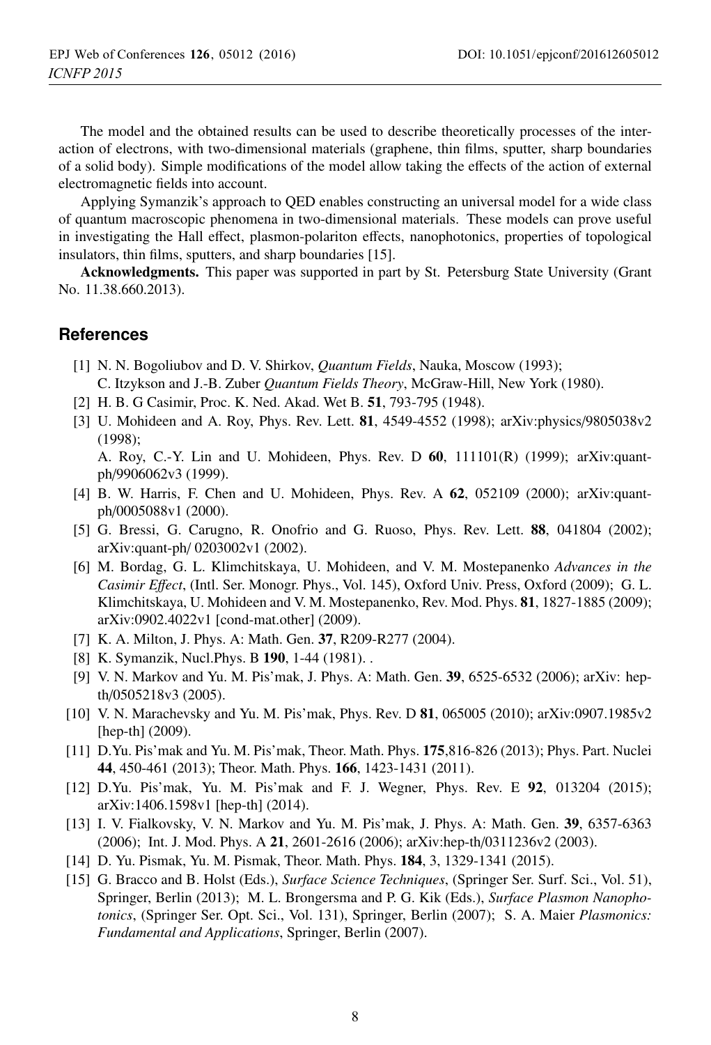The model and the obtained results can be used to describe theoretically processes of the interaction of electrons, with two-dimensional materials (graphene, thin films, sputter, sharp boundaries of a solid body). Simple modifications of the model allow taking the effects of the action of external electromagnetic fields into account.

Applying Symanzik's approach to QED enables constructing an universal model for a wide class of quantum macroscopic phenomena in two-dimensional materials. These models can prove useful in investigating the Hall effect, plasmon-polariton effects, nanophotonics, properties of topological insulators, thin films, sputters, and sharp boundaries [15].

**Acknowledgments.** This paper was supported in part by St. Petersburg State University (Grant No. 11.38.660.2013).

## References

[1] N. N. Bogoliubov and D. V. Shirkov, *Quantum Fields*, Nauka, Moscow (1993); C. Itzykson and J.-B. Zuber *Quantum Fields Theory*, McGraw-Hill, New York (1980).

[2] H. B. G Casimir, Proc. K. Ned. Akad. Wet B. **51**, 793-795 (1948).

[3] U. Mohideen and A. Roy, Phys. Rev. Lett. **81**, 4549-4552 (1998); arXiv:physics/9805038v2 (1998);
A. Roy, C.-Y. Lin and U. Mohideen, Phys. Rev. D **60**, 111101(R) (1999); arXiv:quant-ph/9906062v3 (1999).

[4] B. W. Harris, F. Chen and U. Mohideen, Phys. Rev. A **62**, 052109 (2000); arXiv:quant-ph/0005088v1 (2000).

[5] G. Bressi, G. Carugno, R. Onofrio and G. Ruoso, Phys. Rev. Lett. **88**, 041804 (2002); arXiv:quant-ph/ 0203002v1 (2002).

[6] M. Bordag, G. L. Klimchitskaya, U. Mohideen, and V. M. Mostepanenko *Advances in the Casimir Effect*, (Intl. Ser. Monogr. Phys., Vol. 145), Oxford Univ. Press, Oxford (2009); G. L. Klimchitskaya, U. Mohideen and V. M. Mostepanenko, Rev. Mod. Phys. **81**, 1827-1885 (2009); arXiv:0902.4022v1 [cond-mat.other] (2009).

[7] K. A. Milton, J. Phys. A: Math. Gen. **37**, R209-R277 (2004).

[8] K. Symanzik, Nucl.Phys. B **190**, 1-44 (1981). .

[9] V. N. Markov and Yu. M. Pis'mak, J. Phys. A: Math. Gen. **39**, 6525-6532 (2006); arXiv: hep-th/0505218v3 (2005).

[10] V. N. Marachevsky and Yu. M. Pis'mak, Phys. Rev. D **81**, 065005 (2010); arXiv:0907.1985v2 [hep-th] (2009).

[11] D.Yu. Pis'mak and Yu. M. Pis'mak, Theor. Math. Phys. **175**,816-826 (2013); Phys. Part. Nuclei **44**, 450-461 (2013); Theor. Math. Phys. **166**, 1423-1431 (2011).

[12] D.Yu. Pis'mak, Yu. M. Pis'mak and F. J. Wegner, Phys. Rev. E **92**, 013204 (2015); arXiv:1406.1598v1 [hep-th] (2014).

[13] I. V. Fialkovsky, V. N. Markov and Yu. M. Pis'mak, J. Phys. A: Math. Gen. **39**, 6357-6363 (2006); Int. J. Mod. Phys. A **21**, 2601-2616 (2006); arXiv:hep-th/0311236v2 (2003).

[14] D. Yu. Pismak, Yu. M. Pismak, Theor. Math. Phys. **184**, 3, 1329-1341 (2015).

[15] G. Bracco and B. Holst (Eds.), *Surface Science Techniques*, (Springer Ser. Surf. Sci., Vol. 51), Springer, Berlin (2013); M. L. Brongersma and P. G. Kik (Eds.), *Surface Plasmon Nanophotonics*, (Springer Ser. Opt. Sci., Vol. 131), Springer, Berlin (2007); S. A. Maier *Plasmonics: Fundamental and Applications*, Springer, Berlin (2007).